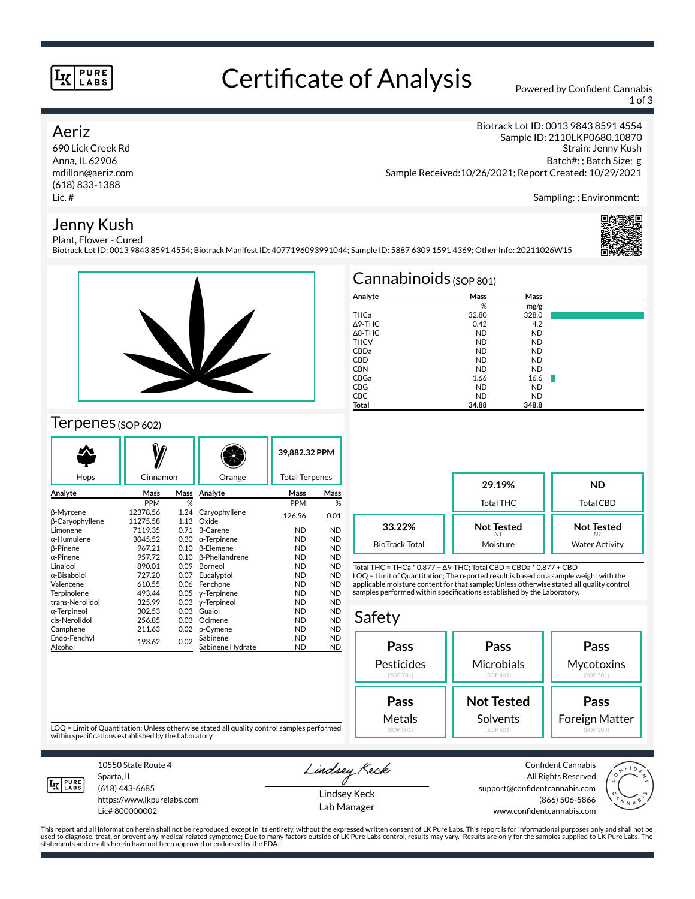# Certificate of Analysis

Powered by Confident Cannabis

**Aeriz**
690 Lick Creek Rd
Anna, IL 62906
mdillon@aeriz.com
(618) 833-1388
Lic. #

Biotrack Lot ID: 0013 9843 8591 4554
Sample ID: 2110LKP0680.10870
Strain: Jenny Kush
Batch#: ; Batch Size: g
Sample Received:10/26/2021; Report Created: 10/29/2021

Sampling: ; Environment:

## Jenny Kush

Plant, Flower - Cured
Biotrack Lot ID: 0013 9843 8591 4554; Biotrack Manifest ID: 4077196093991044; Sample ID: 5887 6309 1591 4369; Other Info: 20211026W15

## Cannabinoids (SOP 801)

| Analyte | Mass | Mass |
|---|---|---|
| | % | mg/g |
| THCa | 32.80 | 328.0 |
| Δ9-THC | 0.42 | 4.2 |
| Δ8-THC | ND | ND |
| THCV | ND | ND |
| CBDa | ND | ND |
| CBD | ND | ND |
| CBN | ND | ND |
| CBGa | 1.66 | 16.6 |
| CBG | ND | ND |
| CBC | ND | ND |
| **Total** | **34.88** | **348.8** |

| | | |
|---|---|---|
| | **29.19%** Total THC | **ND** Total CBD |
| **33.22%** BioTrack Total | **Not Tested** (NT) Moisture | **Not Tested** (NT) Water Activity |

Total THC = THCa * 0.877 + Δ9-THC; Total CBD = CBDa * 0.877 + CBD
LOQ = Limit of Quantitation; The reported result is based on a sample weight with the applicable moisture content for that sample; Unless otherwise stated all quality control samples performed within specifications established by the Laboratory.

## Terpenes (SOP 602)

Hops | Cinnamon | Orange | **39,882.32 PPM** Total Terpenes

| Analyte | Mass | Mass | Analyte | Mass | Mass |
|---|---|---|---|---|---|
| | PPM | % | | PPM | % |
| β-Myrcene | 12378.56 | 1.24 | Caryophyllene Oxide | 126.56 | 0.01 |
| β-Caryophyllene | 11275.58 | 1.13 | | | |
| Limonene | 7119.35 | 0.71 | 3-Carene | ND | ND |
| α-Humulene | 3045.52 | 0.30 | α-Terpinene | ND | ND |
| β-Pinene | 967.21 | 0.10 | β-Elemene | ND | ND |
| α-Pinene | 957.72 | 0.10 | β-Phellandrene | ND | ND |
| Linalool | 890.01 | 0.09 | Borneol | ND | ND |
| α-Bisabolol | 727.20 | 0.07 | Eucalyptol | ND | ND |
| Valencene | 610.55 | 0.06 | Fenchone | ND | ND |
| Terpinolene | 493.44 | 0.05 | γ-Terpinene | ND | ND |
| trans-Nerolidol | 325.99 | 0.03 | γ-Terpineol | ND | ND |
| α-Terpineol | 302.53 | 0.03 | Guaiol | ND | ND |
| cis-Nerolidol | 256.85 | 0.03 | Ocimene | ND | ND |
| Camphene | 211.63 | 0.02 | p-Cymene | ND | ND |
| Endo-Fenchyl Alcohol | 193.62 | 0.02 | Sabinene | ND | ND |
| | | | Sabinene Hydrate | ND | ND |

LOQ = Limit of Quantitation; Unless otherwise stated all quality control samples performed within specifications established by the Laboratory.

## Safety

| | | |
|---|---|---|
| **Pass** Pesticides (SOP 701) | **Pass** Microbials (SOP 401) | **Pass** Mycotoxins (SOP 501) |
| **Pass** Metals (SOP 501) | **Not Tested** Solvents (SOP 601) | **Pass** Foreign Matter (SOP 203) |

10550 State Route 4
Sparta, IL
(618) 443-6685
https://www.lkpurelabs.com
Lic# 800000002

Lindsey Keck
Lab Manager

Confident Cannabis
All Rights Reserved
support@confidentcannabis.com
(866) 506-5866
www.confidentcannabis.com

This report and all information herein shall not be reproduced, except in its entirety, without the expressed written consent of LK Pure Labs. This report is for informational purposes only and shall not be used to diagnose, treat, or prevent any medical related symptome; Due to many factors outside of LK Pure Labs control, results may vary. Results are only for the samples supplied to LK Pure Labs. The statements and results herein have not been approved or endorsed by the FDA.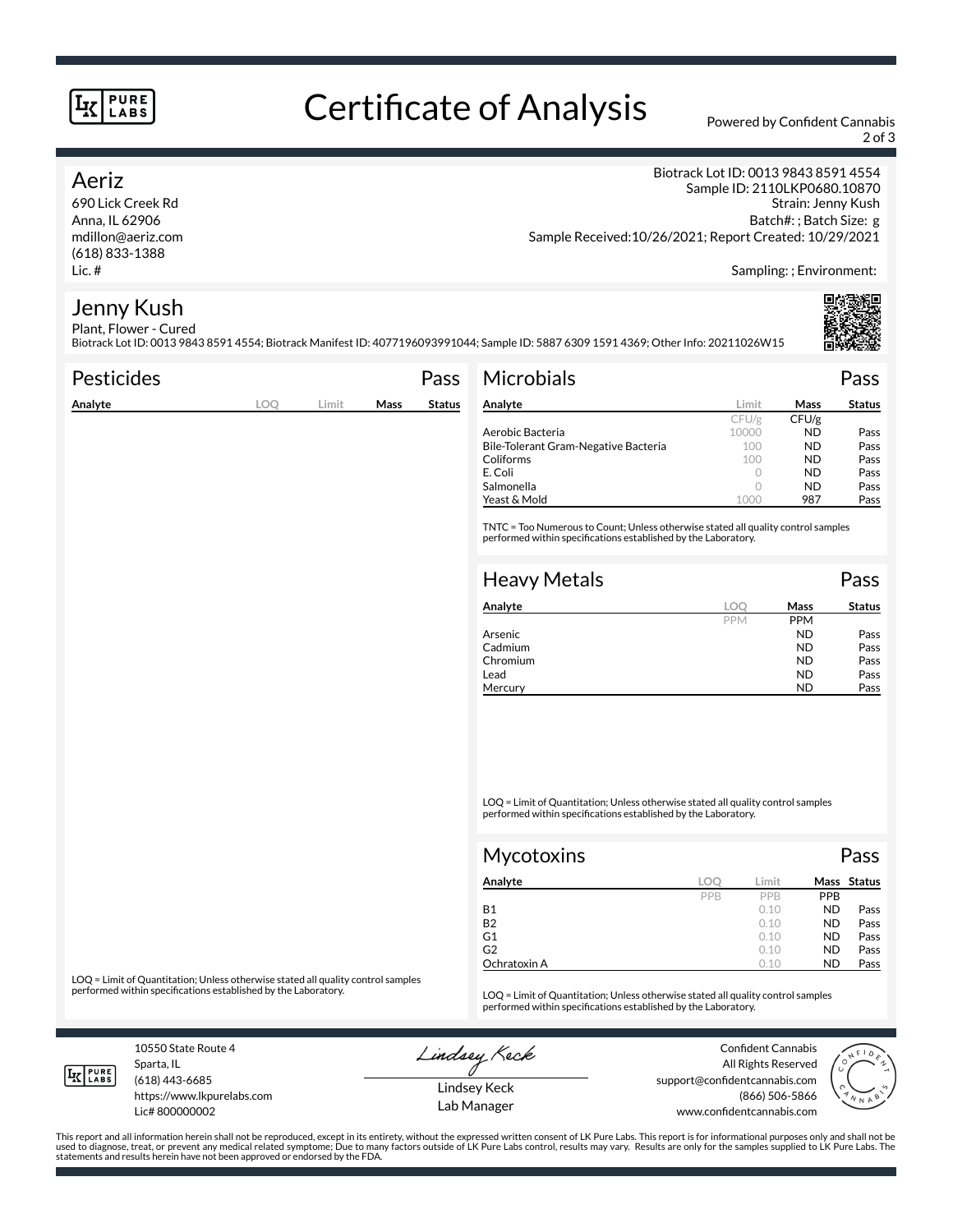# Certificate of Analysis

Powered by Confident Cannabis

## Aeriz

690 Lick Creek Rd
Anna, IL 62906
mdillon@aeriz.com
(618) 833-1388
Lic. #

Biotrack Lot ID: 0013 9843 8591 4554
Sample ID: 2110LKP0680.10870
Strain: Jenny Kush
Batch#: ; Batch Size: g
Sample Received:10/26/2021; Report Created: 10/29/2021

Sampling: ; Environment:

## Jenny Kush

Plant, Flower - Cured
Biotrack Lot ID: 0013 9843 8591 4554; Biotrack Manifest ID: 4077196093991044; Sample ID: 5887 6309 1591 4369; Other Info: 20211026W15

### Pesticides — Pass

| Analyte | LOQ | Limit | Mass | Status |
|---|---|---|---|---|

LOQ = Limit of Quantitation; Unless otherwise stated all quality control samples performed within specifications established by the Laboratory.

### Microbials — Pass

| Analyte | Limit | Mass | Status |
|---|---|---|---|
| | CFU/g | CFU/g | |
| Aerobic Bacteria | 10000 | ND | Pass |
| Bile-Tolerant Gram-Negative Bacteria | 100 | ND | Pass |
| Coliforms | 100 | ND | Pass |
| E. Coli | 0 | ND | Pass |
| Salmonella | 0 | ND | Pass |
| Yeast & Mold | 1000 | 987 | Pass |

TNTC = Too Numerous to Count; Unless otherwise stated all quality control samples performed within specifications established by the Laboratory.

### Heavy Metals — Pass

| Analyte | LOQ | Mass | Status |
|---|---|---|---|
| | PPM | PPM | |
| Arsenic | | ND | Pass |
| Cadmium | | ND | Pass |
| Chromium | | ND | Pass |
| Lead | | ND | Pass |
| Mercury | | ND | Pass |

LOQ = Limit of Quantitation; Unless otherwise stated all quality control samples performed within specifications established by the Laboratory.

### Mycotoxins — Pass

| Analyte | LOQ | Limit | Mass | Status |
|---|---|---|---|---|
| | PPB | PPB | PPB | |
| B1 | | 0.10 | ND | Pass |
| B2 | | 0.10 | ND | Pass |
| G1 | | 0.10 | ND | Pass |
| G2 | | 0.10 | ND | Pass |
| Ochratoxin A | | 0.10 | ND | Pass |

LOQ = Limit of Quantitation; Unless otherwise stated all quality control samples performed within specifications established by the Laboratory.

10550 State Route 4
Sparta, IL
(618) 443-6685
https://www.lkpurelabs.com
Lic# 800000002

Lindsey Keck
Lab Manager

Confident Cannabis
All Rights Reserved
support@confidentcannabis.com
(866) 506-5866
www.confidentcannabis.com

This report and all information herein shall not be reproduced, except in its entirety, without the expressed written consent of LK Pure Labs. This report is for informational purposes only and shall not be used to diagnose, treat, or prevent any medical related symptome; Due to many factors outside of LK Pure Labs control, results may vary. Results are only for the samples supplied to LK Pure Labs. The statements and results herein have not been approved or endorsed by the FDA.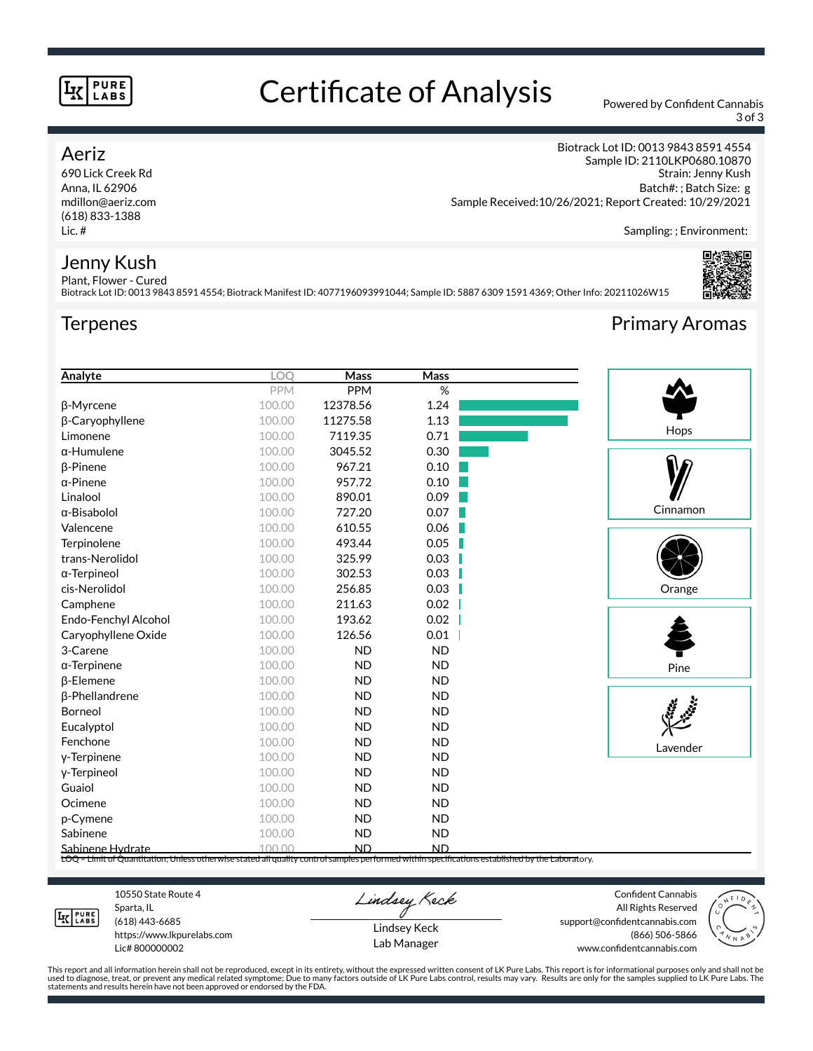# Certificate of Analysis

Powered by Confident Cannabis

## Aeriz

690 Lick Creek Rd
Anna, IL 62906
mdillon@aeriz.com
(618) 833-1388
Lic. #

Biotrack Lot ID: 0013 9843 8591 4554
Sample ID: 2110LKP0680.10870
Strain: Jenny Kush
Batch#: ; Batch Size: g
Sample Received:10/26/2021; Report Created: 10/29/2021

Sampling: ; Environment:

## Jenny Kush

Plant, Flower - Cured
Biotrack Lot ID: 0013 9843 8591 4554; Biotrack Manifest ID: 4077196093991044; Sample ID: 5887 6309 1591 4369; Other Info: 20211026W15

## Terpenes

| Analyte | LOQ | Mass | Mass |
|---|---|---|---|
| | PPM | PPM | % |
| β-Myrcene | 100.00 | 12378.56 | 1.24 |
| β-Caryophyllene | 100.00 | 11275.58 | 1.13 |
| Limonene | 100.00 | 7119.35 | 0.71 |
| α-Humulene | 100.00 | 3045.52 | 0.30 |
| β-Pinene | 100.00 | 967.21 | 0.10 |
| α-Pinene | 100.00 | 957.72 | 0.10 |
| Linalool | 100.00 | 890.01 | 0.09 |
| α-Bisabolol | 100.00 | 727.20 | 0.07 |
| Valencene | 100.00 | 610.55 | 0.06 |
| Terpinolene | 100.00 | 493.44 | 0.05 |
| trans-Nerolidol | 100.00 | 325.99 | 0.03 |
| α-Terpineol | 100.00 | 302.53 | 0.03 |
| cis-Nerolidol | 100.00 | 256.85 | 0.03 |
| Camphene | 100.00 | 211.63 | 0.02 |
| Endo-Fenchyl Alcohol | 100.00 | 193.62 | 0.02 |
| Caryophyllene Oxide | 100.00 | 126.56 | 0.01 |
| 3-Carene | 100.00 | ND | ND |
| α-Terpinene | 100.00 | ND | ND |
| β-Elemene | 100.00 | ND | ND |
| β-Phellandrene | 100.00 | ND | ND |
| Borneol | 100.00 | ND | ND |
| Eucalyptol | 100.00 | ND | ND |
| Fenchone | 100.00 | ND | ND |
| γ-Terpinene | 100.00 | ND | ND |
| γ-Terpineol | 100.00 | ND | ND |
| Guaiol | 100.00 | ND | ND |
| Ocimene | 100.00 | ND | ND |
| p-Cymene | 100.00 | ND | ND |
| Sabinene | 100.00 | ND | ND |
| Sabinene Hydrate | 100.00 | ND | ND |

LOQ = Limit of Quantitation; Unless otherwise stated all quality control samples performed within specifications established by the Laboratory.

## Primary Aromas

Hops

Cinnamon

Orange

Pine

Lavender

10550 State Route 4
Sparta, IL
(618) 443-6685
https://www.lkpurelabs.com
Lic# 800000002

Lindsey Keck
Lab Manager

Confident Cannabis
All Rights Reserved
support@confidentcannabis.com
(866) 506-5866
www.confidentcannabis.com

This report and all information herein shall not be reproduced, except in its entirety, without the expressed written consent of LK Pure Labs. This report is for informational purposes only and shall not be used to diagnose, treat, or prevent any medical related symptome; Due to many factors outside of LK Pure Labs control, results may vary. Results are only for the samples supplied to LK Pure Labs. The statements and results herein have not been approved or endorsed by the FDA.